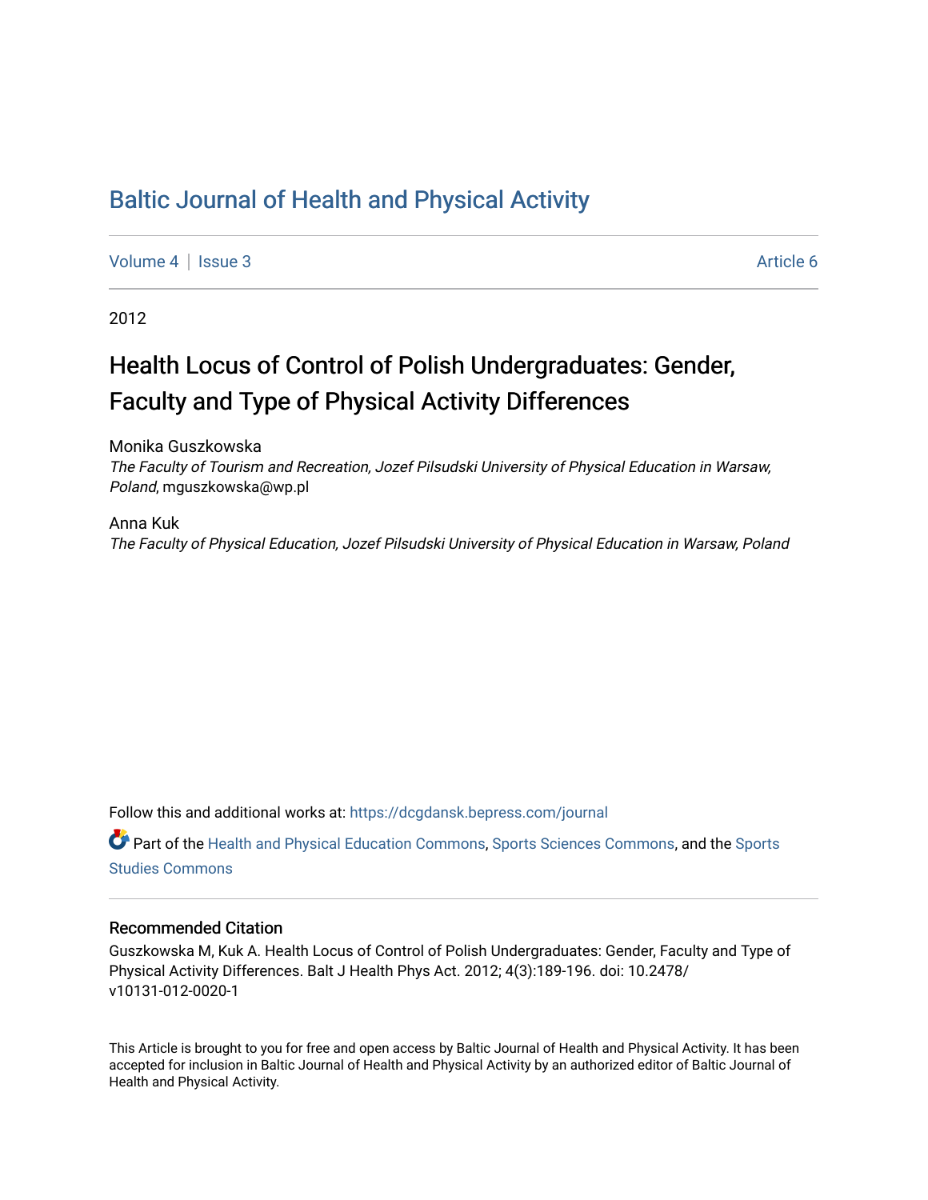# Baltic Journal of Health and Physical Activity

Volume 4 | Issue 3 Article 6

2012

## Health Locus of Control of Polish Undergraduates: Gender, Faculty and Type of Physical Activity Differences

Monika Guszkowska
*The Faculty of Tourism and Recreation, Jozef Pilsudski University of Physical Education in Warsaw, Poland*, mguszkowska@wp.pl

Anna Kuk
*The Faculty of Physical Education, Jozef Pilsudski University of Physical Education in Warsaw, Poland*

Follow this and additional works at: https://dcgdansk.bepress.com/journal

Part of the Health and Physical Education Commons, Sports Sciences Commons, and the Sports Studies Commons

### Recommended Citation

Guszkowska M, Kuk A. Health Locus of Control of Polish Undergraduates: Gender, Faculty and Type of Physical Activity Differences. Balt J Health Phys Act. 2012; 4(3):189-196. doi: 10.2478/v10131-012-0020-1

This Article is brought to you for free and open access by Baltic Journal of Health and Physical Activity. It has been accepted for inclusion in Baltic Journal of Health and Physical Activity by an authorized editor of Baltic Journal of Health and Physical Activity.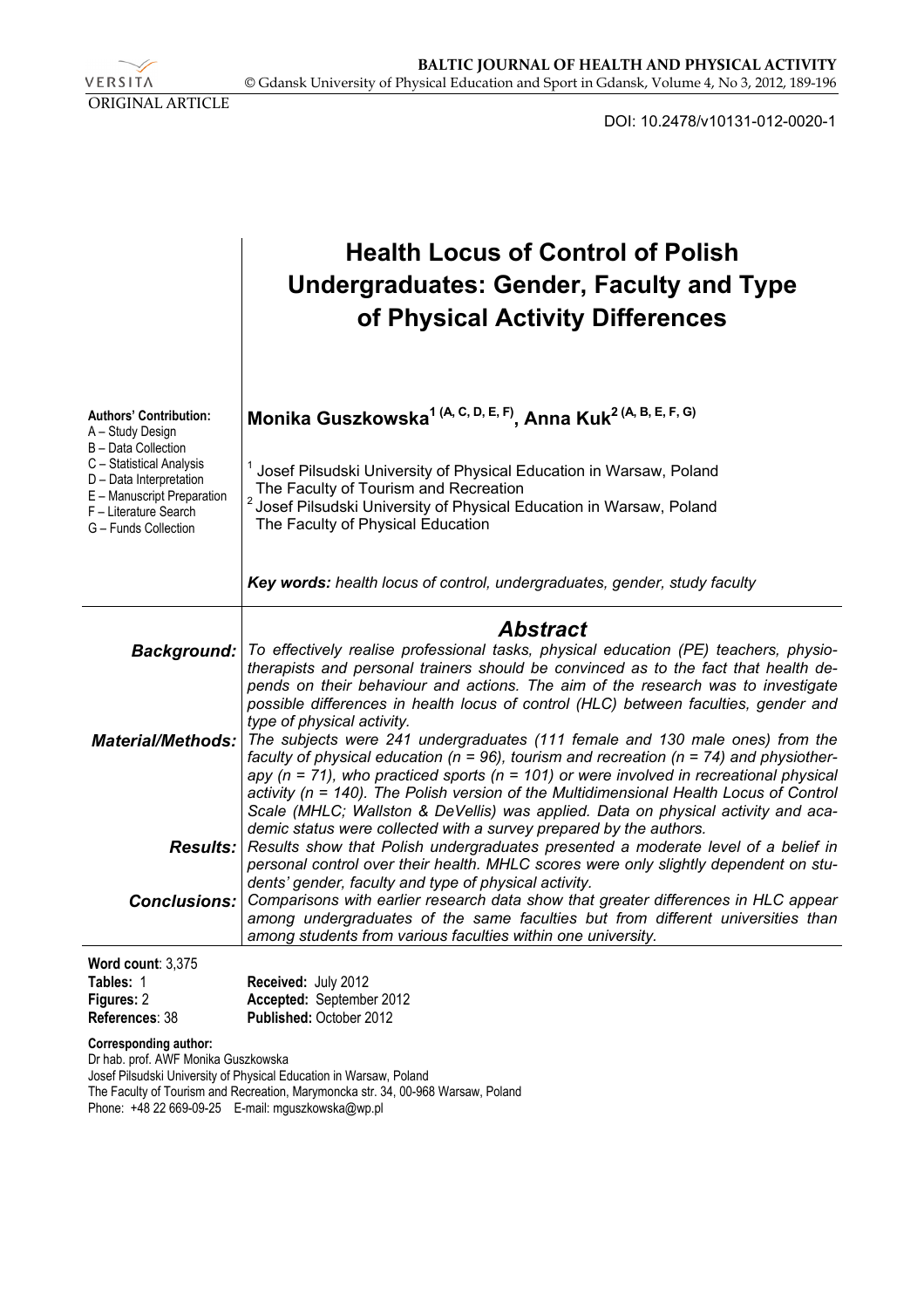ORIGINAL ARTICLE

DOI: 10.2478/v10131-012-0020-1

# Health Locus of Control of Polish Undergraduates: Gender, Faculty and Type of Physical Activity Differences

**Authors' Contribution:**
A – Study Design
B – Data Collection
C – Statistical Analysis
D – Data Interpretation
E – Manuscript Preparation
F – Literature Search
G – Funds Collection

**Monika Guszkowska[1 (A, C, D, E, F)], Anna Kuk[2 (A, B, E, F, G)]**

[1] Josef Pilsudski University of Physical Education in Warsaw, Poland
The Faculty of Tourism and Recreation
[2] Josef Pilsudski University of Physical Education in Warsaw, Poland
The Faculty of Physical Education

***Key words:*** *health locus of control, undergraduates, gender, study faculty*

## Abstract

***Background:*** *To effectively realise professional tasks, physical education (PE) teachers, physiotherapists and personal trainers should be convinced as to the fact that health depends on their behaviour and actions. The aim of the research was to investigate possible differences in health locus of control (HLC) between faculties, gender and type of physical activity.*

***Material/Methods:*** *The subjects were 241 undergraduates (111 female and 130 male ones) from the faculty of physical education (n = 96), tourism and recreation (n = 74) and physiotherapy (n = 71), who practiced sports (n = 101) or were involved in recreational physical activity (n = 140). The Polish version of the Multidimensional Health Locus of Control Scale (MHLC; Wallston & DeVellis) was applied. Data on physical activity and academic status were collected with a survey prepared by the authors.*

***Results:*** *Results show that Polish undergraduates presented a moderate level of a belief in personal control over their health. MHLC scores were only slightly dependent on students' gender, faculty and type of physical activity.*

***Conclusions:*** *Comparisons with earlier research data show that greater differences in HLC appear among undergraduates of the same faculties but from different universities than among students from various faculties within one university.*

**Word count**: 3,375
**Tables:** 1
**Figures:** 2
**References**: 38

**Received:** July 2012
**Accepted:** September 2012
**Published:** October 2012

**Corresponding author:**
Dr hab. prof. AWF Monika Guszkowska
Josef Pilsudski University of Physical Education in Warsaw, Poland
The Faculty of Tourism and Recreation, Marymoncka str. 34, 00-968 Warsaw, Poland
Phone: +48 22 669-09-25 E-mail: mguszkowska@wp.pl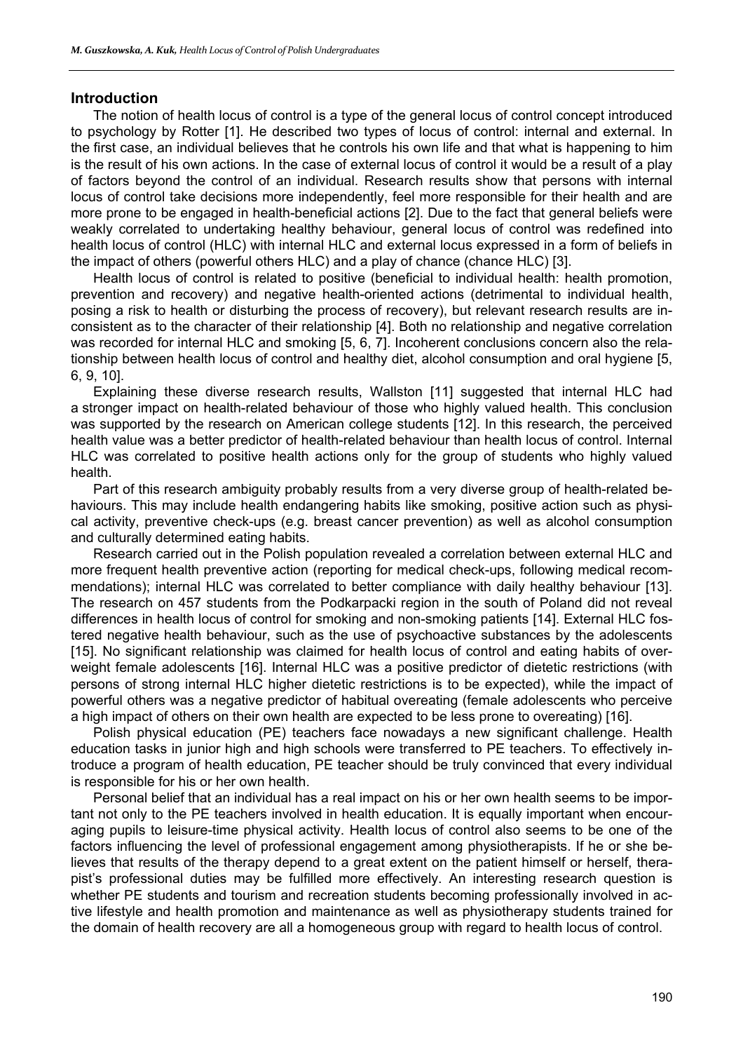## Introduction

The notion of health locus of control is a type of the general locus of control concept introduced to psychology by Rotter [1]. He described two types of locus of control: internal and external. In the first case, an individual believes that he controls his own life and that what is happening to him is the result of his own actions. In the case of external locus of control it would be a result of a play of factors beyond the control of an individual. Research results show that persons with internal locus of control take decisions more independently, feel more responsible for their health and are more prone to be engaged in health-beneficial actions [2]. Due to the fact that general beliefs were weakly correlated to undertaking healthy behaviour, general locus of control was redefined into health locus of control (HLC) with internal HLC and external locus expressed in a form of beliefs in the impact of others (powerful others HLC) and a play of chance (chance HLC) [3].

Health locus of control is related to positive (beneficial to individual health: health promotion, prevention and recovery) and negative health-oriented actions (detrimental to individual health, posing a risk to health or disturbing the process of recovery), but relevant research results are inconsistent as to the character of their relationship [4]. Both no relationship and negative correlation was recorded for internal HLC and smoking [5, 6, 7]. Incoherent conclusions concern also the relationship between health locus of control and healthy diet, alcohol consumption and oral hygiene [5, 6, 9, 10].

Explaining these diverse research results, Wallston [11] suggested that internal HLC had a stronger impact on health-related behaviour of those who highly valued health. This conclusion was supported by the research on American college students [12]. In this research, the perceived health value was a better predictor of health-related behaviour than health locus of control. Internal HLC was correlated to positive health actions only for the group of students who highly valued health.

Part of this research ambiguity probably results from a very diverse group of health-related behaviours. This may include health endangering habits like smoking, positive action such as physical activity, preventive check-ups (e.g. breast cancer prevention) as well as alcohol consumption and culturally determined eating habits.

Research carried out in the Polish population revealed a correlation between external HLC and more frequent health preventive action (reporting for medical check-ups, following medical recommendations); internal HLC was correlated to better compliance with daily healthy behaviour [13]. The research on 457 students from the Podkarpacki region in the south of Poland did not reveal differences in health locus of control for smoking and non-smoking patients [14]. External HLC fostered negative health behaviour, such as the use of psychoactive substances by the adolescents [15]. No significant relationship was claimed for health locus of control and eating habits of overweight female adolescents [16]. Internal HLC was a positive predictor of dietetic restrictions (with persons of strong internal HLC higher dietetic restrictions is to be expected), while the impact of powerful others was a negative predictor of habitual overeating (female adolescents who perceive a high impact of others on their own health are expected to be less prone to overeating) [16].

Polish physical education (PE) teachers face nowadays a new significant challenge. Health education tasks in junior high and high schools were transferred to PE teachers. To effectively introduce a program of health education, PE teacher should be truly convinced that every individual is responsible for his or her own health.

Personal belief that an individual has a real impact on his or her own health seems to be important not only to the PE teachers involved in health education. It is equally important when encouraging pupils to leisure-time physical activity. Health locus of control also seems to be one of the factors influencing the level of professional engagement among physiotherapists. If he or she believes that results of the therapy depend to a great extent on the patient himself or herself, therapist's professional duties may be fulfilled more effectively. An interesting research question is whether PE students and tourism and recreation students becoming professionally involved in active lifestyle and health promotion and maintenance as well as physiotherapy students trained for the domain of health recovery are all a homogeneous group with regard to health locus of control.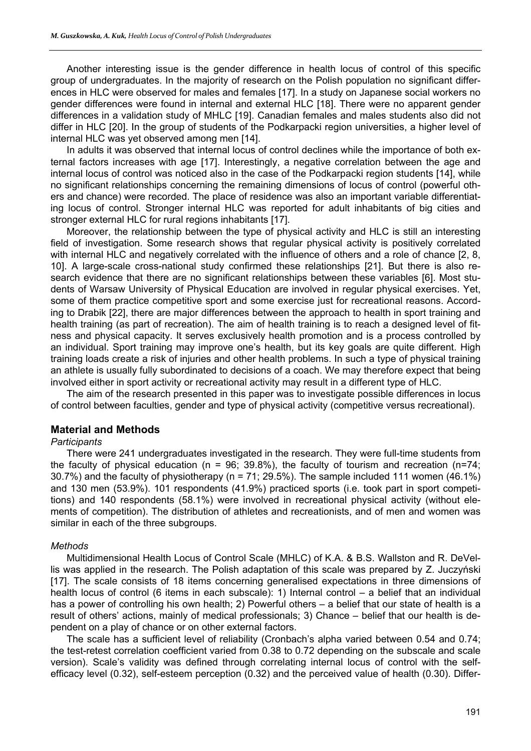Another interesting issue is the gender difference in health locus of control of this specific group of undergraduates. In the majority of research on the Polish population no significant differences in HLC were observed for males and females [17]. In a study on Japanese social workers no gender differences were found in internal and external HLC [18]. There were no apparent gender differences in a validation study of MHLC [19]. Canadian females and males students also did not differ in HLC [20]. In the group of students of the Podkarpacki region universities, a higher level of internal HLC was yet observed among men [14].

In adults it was observed that internal locus of control declines while the importance of both external factors increases with age [17]. Interestingly, a negative correlation between the age and internal locus of control was noticed also in the case of the Podkarpacki region students [14], while no significant relationships concerning the remaining dimensions of locus of control (powerful others and chance) were recorded. The place of residence was also an important variable differentiating locus of control. Stronger internal HLC was reported for adult inhabitants of big cities and stronger external HLC for rural regions inhabitants [17].

Moreover, the relationship between the type of physical activity and HLC is still an interesting field of investigation. Some research shows that regular physical activity is positively correlated with internal HLC and negatively correlated with the influence of others and a role of chance [2, 8, 10]. A large-scale cross-national study confirmed these relationships [21]. But there is also research evidence that there are no significant relationships between these variables [6]. Most students of Warsaw University of Physical Education are involved in regular physical exercises. Yet, some of them practice competitive sport and some exercise just for recreational reasons. According to Drabik [22], there are major differences between the approach to health in sport training and health training (as part of recreation). The aim of health training is to reach a designed level of fitness and physical capacity. It serves exclusively health promotion and is a process controlled by an individual. Sport training may improve one's health, but its key goals are quite different. High training loads create a risk of injuries and other health problems. In such a type of physical training an athlete is usually fully subordinated to decisions of a coach. We may therefore expect that being involved either in sport activity or recreational activity may result in a different type of HLC.

The aim of the research presented in this paper was to investigate possible differences in locus of control between faculties, gender and type of physical activity (competitive versus recreational).

## Material and Methods

*Participants*

There were 241 undergraduates investigated in the research. They were full-time students from the faculty of physical education (n = 96; 39.8%), the faculty of tourism and recreation (n=74; 30.7%) and the faculty of physiotherapy (n = 71; 29.5%). The sample included 111 women (46.1%) and 130 men (53.9%). 101 respondents (41.9%) practiced sports (i.e. took part in sport competitions) and 140 respondents (58.1%) were involved in recreational physical activity (without elements of competition). The distribution of athletes and recreationists, and of men and women was similar in each of the three subgroups.

*Methods*

Multidimensional Health Locus of Control Scale (MHLC) of K.A. & B.S. Wallston and R. DeVellis was applied in the research. The Polish adaptation of this scale was prepared by Z. Juczyński [17]. The scale consists of 18 items concerning generalised expectations in three dimensions of health locus of control (6 items in each subscale): 1) Internal control – a belief that an individual has a power of controlling his own health; 2) Powerful others – a belief that our state of health is a result of others' actions, mainly of medical professionals; 3) Chance – belief that our health is dependent on a play of chance or on other external factors.

The scale has a sufficient level of reliability (Cronbach's alpha varied between 0.54 and 0.74; the test-retest correlation coefficient varied from 0.38 to 0.72 depending on the subscale and scale version). Scale's validity was defined through correlating internal locus of control with the self-efficacy level (0.32), self-esteem perception (0.32) and the perceived value of health (0.30). Differ-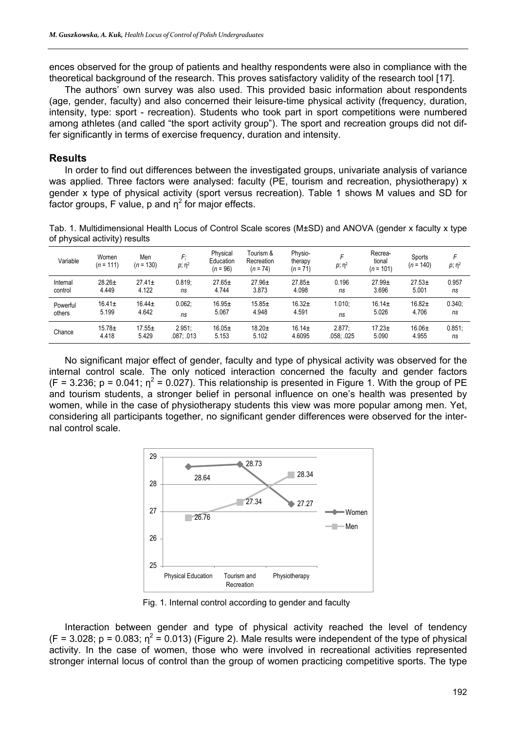ences observed for the group of patients and healthy respondents were also in compliance with the theoretical background of the research. This proves satisfactory validity of the research tool [17].

The authors' own survey was also used. This provided basic information about respondents (age, gender, faculty) and also concerned their leisure-time physical activity (frequency, duration, intensity, type: sport - recreation). Students who took part in sport competitions were numbered among athletes (and called "the sport activity group"). The sport and recreation groups did not differ significantly in terms of exercise frequency, duration and intensity.

## Results

In order to find out differences between the investigated groups, univariate analysis of variance was applied. Three factors were analysed: faculty (PE, tourism and recreation, physiotherapy) x gender x type of physical activity (sport versus recreation). Table 1 shows M values and SD for factor groups, F value, p and $\eta^2$ for major effects.

Tab. 1. Multidimensional Health Locus of Control Scale scores (M±SD) and ANOVA (gender x faculty x type of physical activity) results

| Variable | Women ($n$ = 111) | Men ($n$ = 130) | $F$; $p$; $\eta^2$ | Physical Education ($n$ = 96) | Tourism & Recreation ($n$ = 74) | Physiotherapy ($n$ = 71) | $F$ $p$; $\eta^2$ | Recreational ($n$ = 101) | Sports ($n$ = 140) | $F$ $p$; $\eta^2$ |
|---|---|---|---|---|---|---|---|---|---|---|
| Internal control | 28.26± 4.449 | 27.41± 4.122 | 0.819; *ns* | 27.65± 4.744 | 27.96± 3.873 | 27.85± 4.098 | 0.196 *ns* | 27.99± 3.696 | 27.53± 5.001 | 0.957 *ns* |
| Powerful others | 16.41± 5.199 | 16.44± 4.642 | 0.062; *ns* | 16.95± 5.067 | 15.85± 4.948 | 16.32± 4.591 | 1.010; *ns* | 16.14± 5.026 | 16.82± 4.706 | 0.340; *ns* |
| Chance | 15.78± 4.418 | 17.55± 5.429 | 2.951; .087; .013 | 16.05± 5.153 | 18.20± 5.102 | 16.14± 4.6095 | 2.877; .058; .025 | 17.23± 5.090 | 16.06± 4.955 | 0.851; *ns* |

No significant major effect of gender, faculty and type of physical activity was observed for the internal control scale. The only noticed interaction concerned the faculty and gender factors ($F = 3.236$; $p = 0.041$; $\eta^2 = 0.027$). This relationship is presented in Figure 1. With the group of PE and tourism students, a stronger belief in personal influence on one's health was presented by women, while in the case of physiotherapy students this view was more popular among men. Yet, considering all participants together, no significant gender differences were observed for the internal control scale.

Fig. 1. Internal control according to gender and faculty

Interaction between gender and type of physical activity reached the level of tendency ($F = 3.028$; $p = 0.083$; $\eta^2 = 0.013$) (Figure 2). Male results were independent of the type of physical activity. In the case of women, those who were involved in recreational activities represented stronger internal locus of control than the group of women practicing competitive sports. The type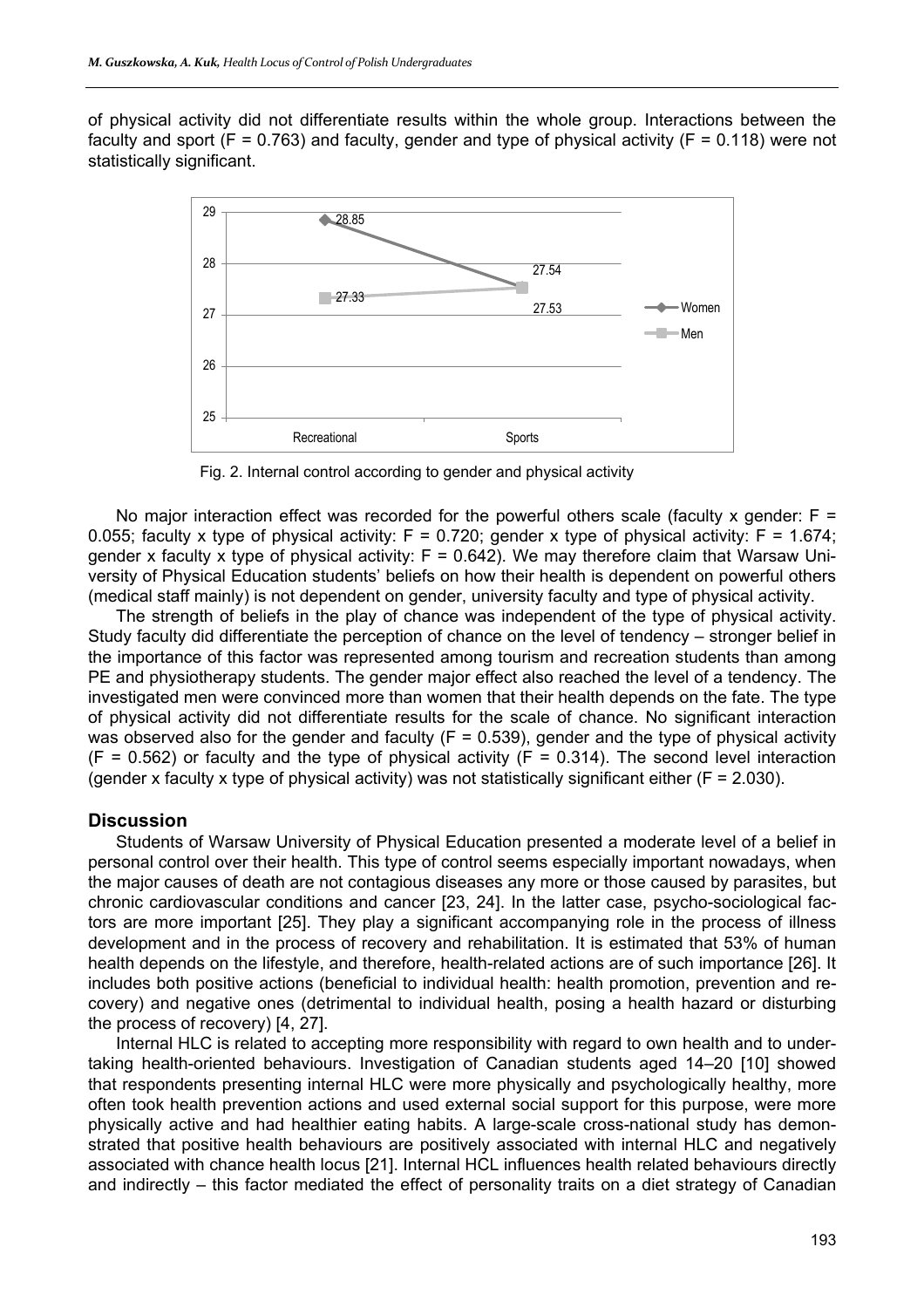of physical activity did not differentiate results within the whole group. Interactions between the faculty and sport ($F = 0.763$) and faculty, gender and type of physical activity ($F = 0.118$) were not statistically significant.

Fig. 2. Internal control according to gender and physical activity

No major interaction effect was recorded for the powerful others scale (faculty x gender: $F = 0.055$; faculty x type of physical activity: $F = 0.720$; gender x type of physical activity: $F = 1.674$; gender x faculty x type of physical activity: $F = 0.642$). We may therefore claim that Warsaw University of Physical Education students' beliefs on how their health is dependent on powerful others (medical staff mainly) is not dependent on gender, university faculty and type of physical activity.

The strength of beliefs in the play of chance was independent of the type of physical activity. Study faculty did differentiate the perception of chance on the level of tendency – stronger belief in the importance of this factor was represented among tourism and recreation students than among PE and physiotherapy students. The gender major effect also reached the level of a tendency. The investigated men were convinced more than women that their health depends on the fate. The type of physical activity did not differentiate results for the scale of chance. No significant interaction was observed also for the gender and faculty ($F = 0.539$), gender and the type of physical activity ($F = 0.562$) or faculty and the type of physical activity ($F = 0.314$). The second level interaction (gender x faculty x type of physical activity) was not statistically significant either ($F = 2.030$).

## Discussion

Students of Warsaw University of Physical Education presented a moderate level of a belief in personal control over their health. This type of control seems especially important nowadays, when the major causes of death are not contagious diseases any more or those caused by parasites, but chronic cardiovascular conditions and cancer [23, 24]. In the latter case, psycho-sociological factors are more important [25]. They play a significant accompanying role in the process of illness development and in the process of recovery and rehabilitation. It is estimated that 53% of human health depends on the lifestyle, and therefore, health-related actions are of such importance [26]. It includes both positive actions (beneficial to individual health: health promotion, prevention and recovery) and negative ones (detrimental to individual health, posing a health hazard or disturbing the process of recovery) [4, 27].

Internal HLC is related to accepting more responsibility with regard to own health and to undertaking health-oriented behaviours. Investigation of Canadian students aged 14–20 [10] showed that respondents presenting internal HLC were more physically and psychologically healthy, more often took health prevention actions and used external social support for this purpose, were more physically active and had healthier eating habits. A large-scale cross-national study has demonstrated that positive health behaviours are positively associated with internal HLC and negatively associated with chance health locus [21]. Internal HCL influences health related behaviours directly and indirectly – this factor mediated the effect of personality traits on a diet strategy of Canadian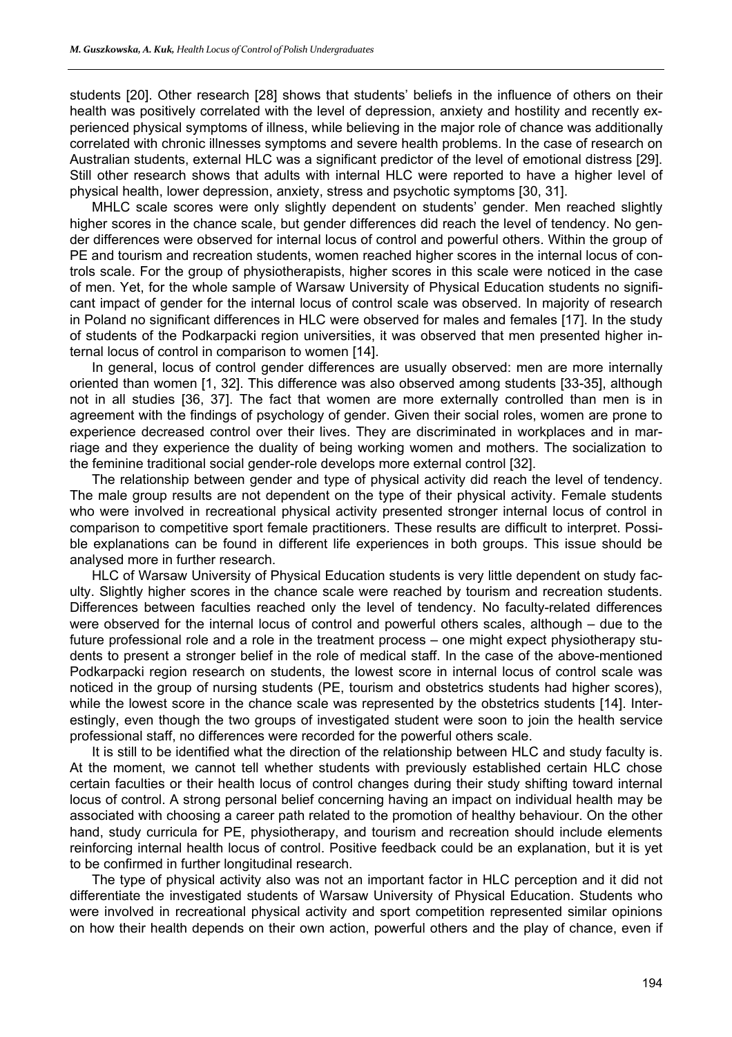students [20]. Other research [28] shows that students' beliefs in the influence of others on their health was positively correlated with the level of depression, anxiety and hostility and recently experienced physical symptoms of illness, while believing in the major role of chance was additionally correlated with chronic illnesses symptoms and severe health problems. In the case of research on Australian students, external HLC was a significant predictor of the level of emotional distress [29]. Still other research shows that adults with internal HLC were reported to have a higher level of physical health, lower depression, anxiety, stress and psychotic symptoms [30, 31].

MHLC scale scores were only slightly dependent on students' gender. Men reached slightly higher scores in the chance scale, but gender differences did reach the level of tendency. No gender differences were observed for internal locus of control and powerful others. Within the group of PE and tourism and recreation students, women reached higher scores in the internal locus of controls scale. For the group of physiotherapists, higher scores in this scale were noticed in the case of men. Yet, for the whole sample of Warsaw University of Physical Education students no significant impact of gender for the internal locus of control scale was observed. In majority of research in Poland no significant differences in HLC were observed for males and females [17]. In the study of students of the Podkarpacki region universities, it was observed that men presented higher internal locus of control in comparison to women [14].

In general, locus of control gender differences are usually observed: men are more internally oriented than women [1, 32]. This difference was also observed among students [33-35], although not in all studies [36, 37]. The fact that women are more externally controlled than men is in agreement with the findings of psychology of gender. Given their social roles, women are prone to experience decreased control over their lives. They are discriminated in workplaces and in marriage and they experience the duality of being working women and mothers. The socialization to the feminine traditional social gender-role develops more external control [32].

The relationship between gender and type of physical activity did reach the level of tendency. The male group results are not dependent on the type of their physical activity. Female students who were involved in recreational physical activity presented stronger internal locus of control in comparison to competitive sport female practitioners. These results are difficult to interpret. Possible explanations can be found in different life experiences in both groups. This issue should be analysed more in further research.

HLC of Warsaw University of Physical Education students is very little dependent on study faculty. Slightly higher scores in the chance scale were reached by tourism and recreation students. Differences between faculties reached only the level of tendency. No faculty-related differences were observed for the internal locus of control and powerful others scales, although – due to the future professional role and a role in the treatment process – one might expect physiotherapy students to present a stronger belief in the role of medical staff. In the case of the above-mentioned Podkarpacki region research on students, the lowest score in internal locus of control scale was noticed in the group of nursing students (PE, tourism and obstetrics students had higher scores), while the lowest score in the chance scale was represented by the obstetrics students [14]. Interestingly, even though the two groups of investigated student were soon to join the health service professional staff, no differences were recorded for the powerful others scale.

It is still to be identified what the direction of the relationship between HLC and study faculty is. At the moment, we cannot tell whether students with previously established certain HLC chose certain faculties or their health locus of control changes during their study shifting toward internal locus of control. A strong personal belief concerning having an impact on individual health may be associated with choosing a career path related to the promotion of healthy behaviour. On the other hand, study curricula for PE, physiotherapy, and tourism and recreation should include elements reinforcing internal health locus of control. Positive feedback could be an explanation, but it is yet to be confirmed in further longitudinal research.

The type of physical activity also was not an important factor in HLC perception and it did not differentiate the investigated students of Warsaw University of Physical Education. Students who were involved in recreational physical activity and sport competition represented similar opinions on how their health depends on their own action, powerful others and the play of chance, even if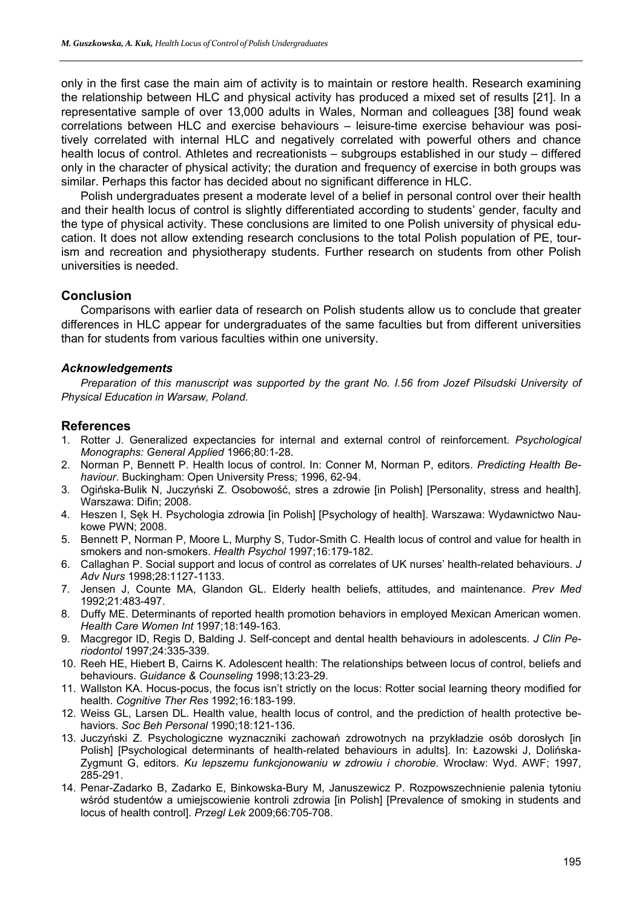only in the first case the main aim of activity is to maintain or restore health. Research examining the relationship between HLC and physical activity has produced a mixed set of results [21]. In a representative sample of over 13,000 adults in Wales, Norman and colleagues [38] found weak correlations between HLC and exercise behaviours – leisure-time exercise behaviour was positively correlated with internal HLC and negatively correlated with powerful others and chance health locus of control. Athletes and recreationists – subgroups established in our study – differed only in the character of physical activity; the duration and frequency of exercise in both groups was similar. Perhaps this factor has decided about no significant difference in HLC.

Polish undergraduates present a moderate level of a belief in personal control over their health and their health locus of control is slightly differentiated according to students' gender, faculty and the type of physical activity. These conclusions are limited to one Polish university of physical education. It does not allow extending research conclusions to the total Polish population of PE, tourism and recreation and physiotherapy students. Further research on students from other Polish universities is needed.

## Conclusion

Comparisons with earlier data of research on Polish students allow us to conclude that greater differences in HLC appear for undergraduates of the same faculties but from different universities than for students from various faculties within one university.

### *Acknowledgements*

*Preparation of this manuscript was supported by the grant No. I.56 from Jozef Pilsudski University of Physical Education in Warsaw, Poland.*

## References

1. Rotter J. Generalized expectancies for internal and external control of reinforcement. *Psychological Monographs: General Applied* 1966;80:1-28.
2. Norman P, Bennett P. Health locus of control. In: Conner M, Norman P, editors. *Predicting Health Behaviour*. Buckingham: Open University Press; 1996, 62-94.
3. Ogińska-Bulik N, Juczyński Z. Osobowość, stres a zdrowie [in Polish] [Personality, stress and health]. Warszawa: Difin; 2008.
4. Heszen I, Sęk H. Psychologia zdrowia [in Polish] [Psychology of health]. Warszawa: Wydawnictwo Naukowe PWN; 2008.
5. Bennett P, Norman P, Moore L, Murphy S, Tudor-Smith C. Health locus of control and value for health in smokers and non-smokers. *Health Psychol* 1997;16:179-182.
6. Callaghan P. Social support and locus of control as correlates of UK nurses' health-related behaviours. *J Adv Nurs* 1998;28:1127-1133.
7. Jensen J, Counte MA, Glandon GL. Elderly health beliefs, attitudes, and maintenance. *Prev Med* 1992;21:483-497.
8. Duffy ME. Determinants of reported health promotion behaviors in employed Mexican American women. *Health Care Women Int* 1997;18:149-163.
9. Macgregor ID, Regis D, Balding J. Self-concept and dental health behaviours in adolescents. *J Clin Periodontol* 1997;24:335-339.
10. Reeh HE, Hiebert B, Cairns K. Adolescent health: The relationships between locus of control, beliefs and behaviours. *Guidance & Counseling* 1998;13:23-29.
11. Wallston KA. Hocus-pocus, the focus isn't strictly on the locus: Rotter social learning theory modified for health. *Cognitive Ther Res* 1992;16:183-199.
12. Weiss GL, Larsen DL. Health value, health locus of control, and the prediction of health protective behaviors. *Soc Beh Personal* 1990;18:121-136.
13. Juczyński Z. Psychologiczne wyznaczniki zachowań zdrowotnych na przykładzie osób dorosłych [in Polish] [Psychological determinants of health-related behaviours in adults]. In: Łazowski J, Dolińska-Zygmunt G, editors. *Ku lepszemu funkcjonowaniu w zdrowiu i chorobie*. Wrocław: Wyd. AWF; 1997, 285-291.
14. Penar-Zadarko B, Zadarko E, Binkowska-Bury M, Januszewicz P. Rozpowszechnienie palenia tytoniu wśród studentów a umiejscowienie kontroli zdrowia [in Polish] [Prevalence of smoking in students and locus of health control]. *Przegl Lek* 2009;66:705-708.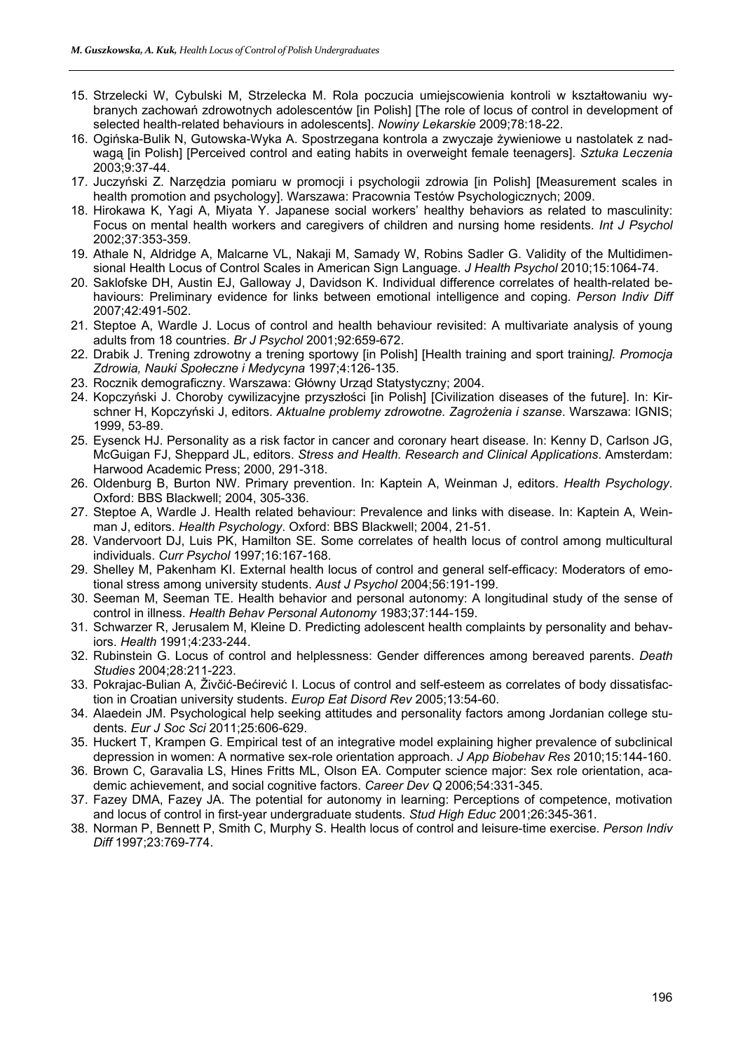15. Strzelecki W, Cybulski M, Strzelecka M. Rola poczucia umiejscowienia kontroli w kształtowaniu wybranych zachowań zdrowotnych adolescentów [in Polish] [The role of locus of control in development of selected health-related behaviours in adolescents]. *Nowiny Lekarskie* 2009;78:18-22.
16. Ogińska-Bulik N, Gutowska-Wyka A. Spostrzegana kontrola a zwyczaje żywieniowe u nastolatek z nadwagą [in Polish] [Perceived control and eating habits in overweight female teenagers]. *Sztuka Leczenia* 2003;9:37-44.
17. Juczyński Z. Narzędzia pomiaru w promocji i psychologii zdrowia [in Polish] [Measurement scales in health promotion and psychology]. Warszawa: Pracownia Testów Psychologicznych; 2009.
18. Hirokawa K, Yagi A, Miyata Y. Japanese social workers' healthy behaviors as related to masculinity: Focus on mental health workers and caregivers of children and nursing home residents. *Int J Psychol* 2002;37:353-359.
19. Athale N, Aldridge A, Malcarne VL, Nakaji M, Samady W, Robins Sadler G. Validity of the Multidimensional Health Locus of Control Scales in American Sign Language. *J Health Psychol* 2010;15:1064-74.
20. Saklofske DH, Austin EJ, Galloway J, Davidson K. Individual difference correlates of health-related behaviours: Preliminary evidence for links between emotional intelligence and coping. *Person Indiv Diff* 2007;42:491-502.
21. Steptoe A, Wardle J. Locus of control and health behaviour revisited: A multivariate analysis of young adults from 18 countries. *Br J Psychol* 2001;92:659-672.
22. Drabik J. Trening zdrowotny a trening sportowy [in Polish] [Health training and sport training]. *Promocja Zdrowia, Nauki Społeczne i Medycyna* 1997;4:126-135.
23. Rocznik demograficzny. Warszawa: Główny Urząd Statystyczny; 2004.
24. Kopczyński J. Choroby cywilizacyjne przyszłości [in Polish] [Civilization diseases of the future]. In: Kirschner H, Kopczyński J, editors. *Aktualne problemy zdrowotne. Zagrożenia i szanse*. Warszawa: IGNIS; 1999, 53-89.
25. Eysenck HJ. Personality as a risk factor in cancer and coronary heart disease. In: Kenny D, Carlson JG, McGuigan FJ, Sheppard JL, editors. *Stress and Health. Research and Clinical Applications*. Amsterdam: Harwood Academic Press; 2000, 291-318.
26. Oldenburg B, Burton NW. Primary prevention. In: Kaptein A, Weinman J, editors. *Health Psychology*. Oxford: BBS Blackwell; 2004, 305-336.
27. Steptoe A, Wardle J. Health related behaviour: Prevalence and links with disease. In: Kaptein A, Weinman J, editors. *Health Psychology*. Oxford: BBS Blackwell; 2004, 21-51.
28. Vandervoort DJ, Luis PK, Hamilton SE. Some correlates of health locus of control among multicultural individuals. *Curr Psychol* 1997;16:167-168.
29. Shelley M, Pakenham KI. External health locus of control and general self-efficacy: Moderators of emotional stress among university students. *Aust J Psychol* 2004;56:191-199.
30. Seeman M, Seeman TE. Health behavior and personal autonomy: A longitudinal study of the sense of control in illness. *Health Behav Personal Autonomy* 1983;37:144-159.
31. Schwarzer R, Jerusalem M, Kleine D. Predicting adolescent health complaints by personality and behaviors. *Health* 1991;4:233-244.
32. Rubinstein G. Locus of control and helplessness: Gender differences among bereaved parents. *Death Studies* 2004;28:211-223.
33. Pokrajac-Bulian A, Živčić-Bećirević I. Locus of control and self-esteem as correlates of body dissatisfaction in Croatian university students. *Europ Eat Disord Rev* 2005;13:54-60.
34. Alaedein JM. Psychological help seeking attitudes and personality factors among Jordanian college students. *Eur J Soc Sci* 2011;25:606-629.
35. Huckert T, Krampen G. Empirical test of an integrative model explaining higher prevalence of subclinical depression in women: A normative sex-role orientation approach. *J App Biobehav Res* 2010;15:144-160.
36. Brown C, Garavalia LS, Hines Fritts ML, Olson EA. Computer science major: Sex role orientation, academic achievement, and social cognitive factors. *Career Dev Q* 2006;54:331-345.
37. Fazey DMA, Fazey JA. The potential for autonomy in learning: Perceptions of competence, motivation and locus of control in first-year undergraduate students. *Stud High Educ* 2001;26:345-361.
38. Norman P, Bennett P, Smith C, Murphy S. Health locus of control and leisure-time exercise. *Person Indiv Diff* 1997;23:769-774.